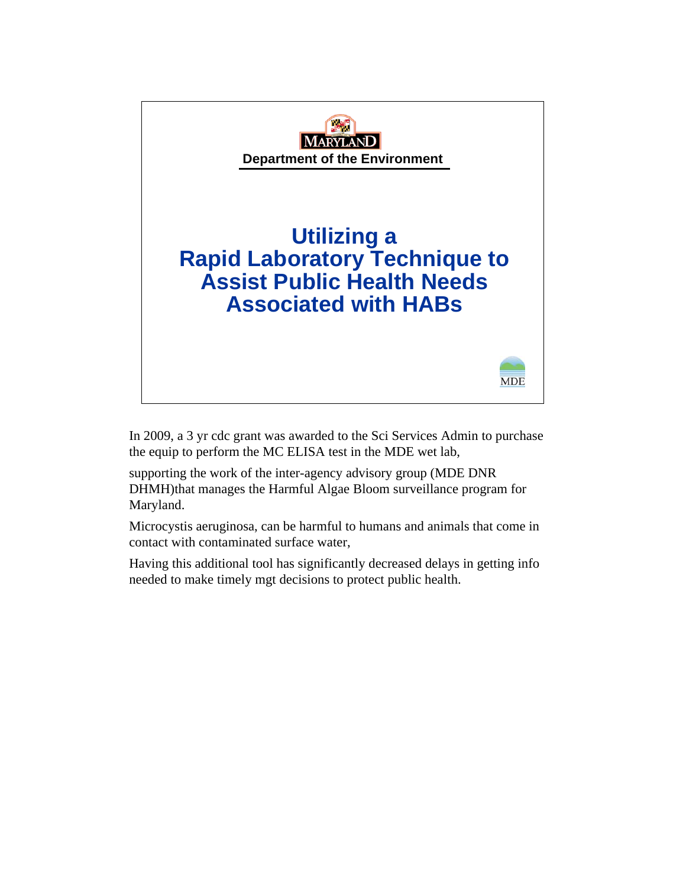**Department of the Environment**

# Utilizing a Rapid Laboratory Technique to Assist Public Health Needs Associated with HABs

MDE

In 2009, a 3 yr cdc grant was awarded to the Sci Services Admin to purchase the equip to perform the MC ELISA test in the MDE wet lab,

supporting the work of the inter-agency advisory group (MDE DNR DHMH)that manages the Harmful Algae Bloom surveillance program for Maryland.

Microcystis aeruginosa, can be harmful to humans and animals that come in contact with contaminated surface water,

Having this additional tool has significantly decreased delays in getting info needed to make timely mgt decisions to protect public health.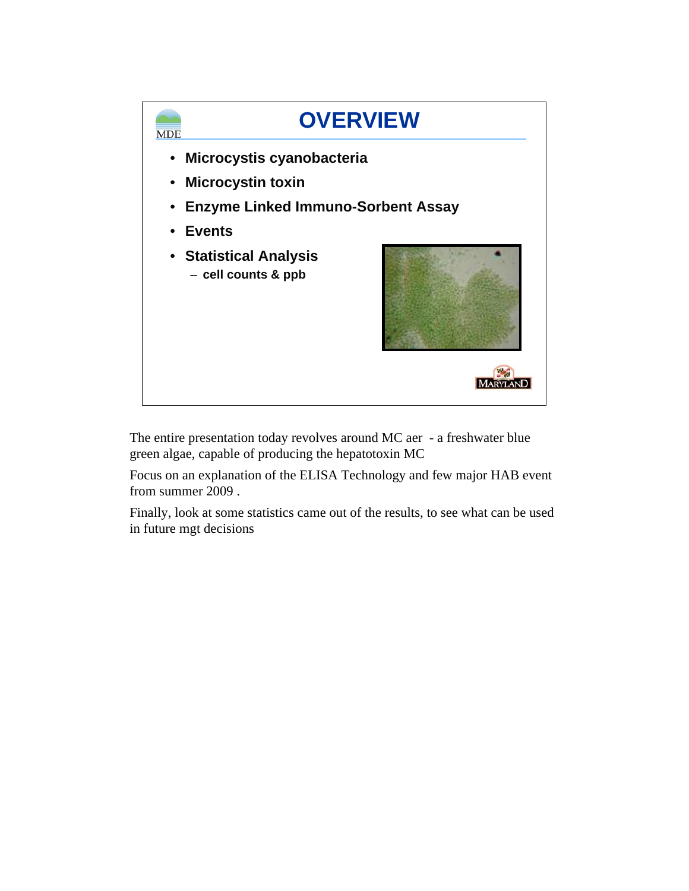# OVERVIEW

MDE

- **Microcystis cyanobacteria**
- **Microcystin toxin**
- **Enzyme Linked Immuno-Sorbent Assay**
- **Events**
- **Statistical Analysis**
  - **cell counts & ppb**

MARYLAND

The entire presentation today revolves around MC aer - a freshwater blue green algae, capable of producing the hepatotoxin MC

Focus on an explanation of the ELISA Technology and few major HAB event from summer 2009 .

Finally, look at some statistics came out of the results, to see what can be used in future mgt decisions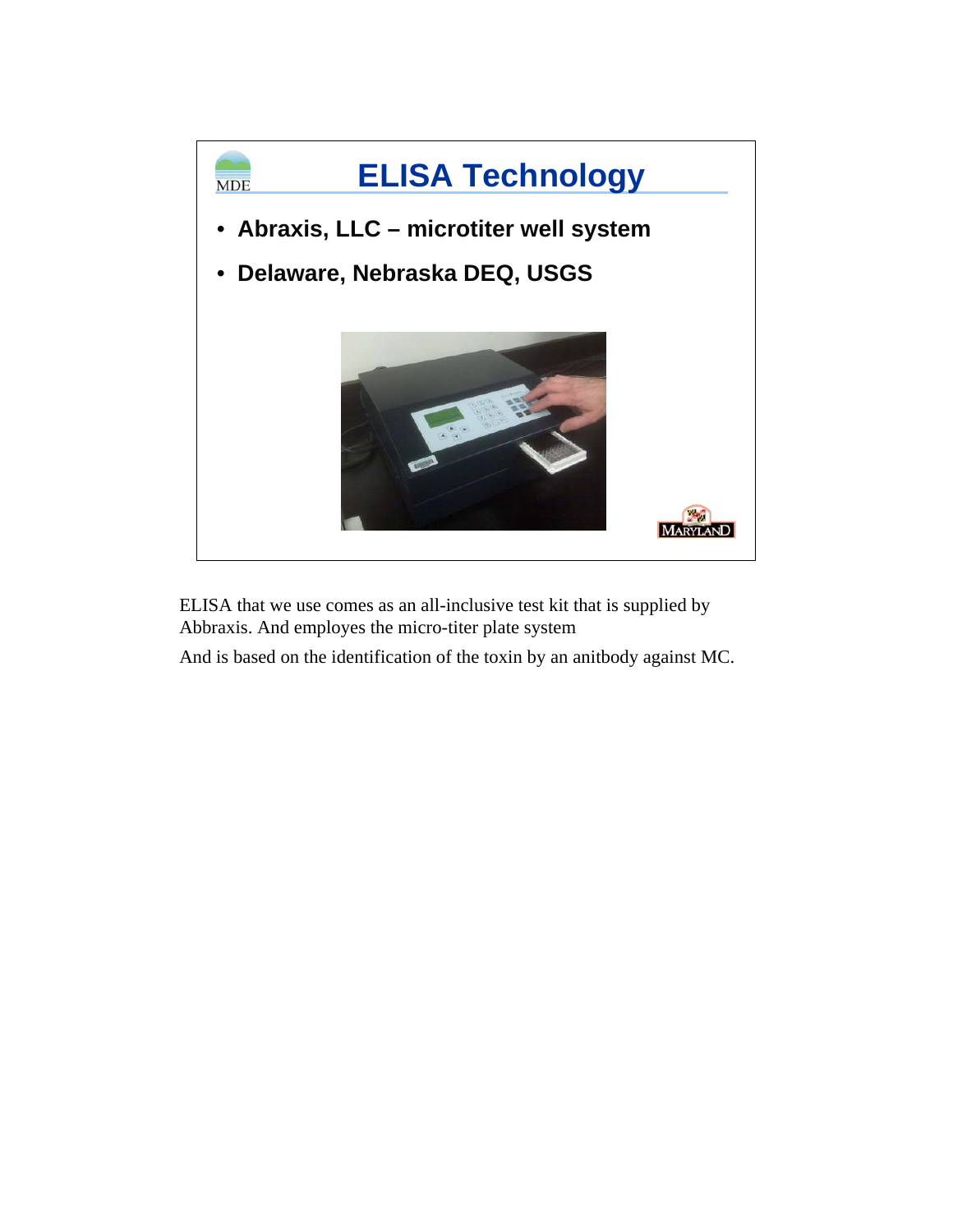## ELISA Technology

- **Abraxis, LLC – microtiter well system**
- **Delaware, Nebraska DEQ, USGS**

ELISA that we use comes as an all-inclusive test kit that is supplied by Abbraxis. And employes the micro-titer plate system

And is based on the identification of the toxin by an anitbody against MC.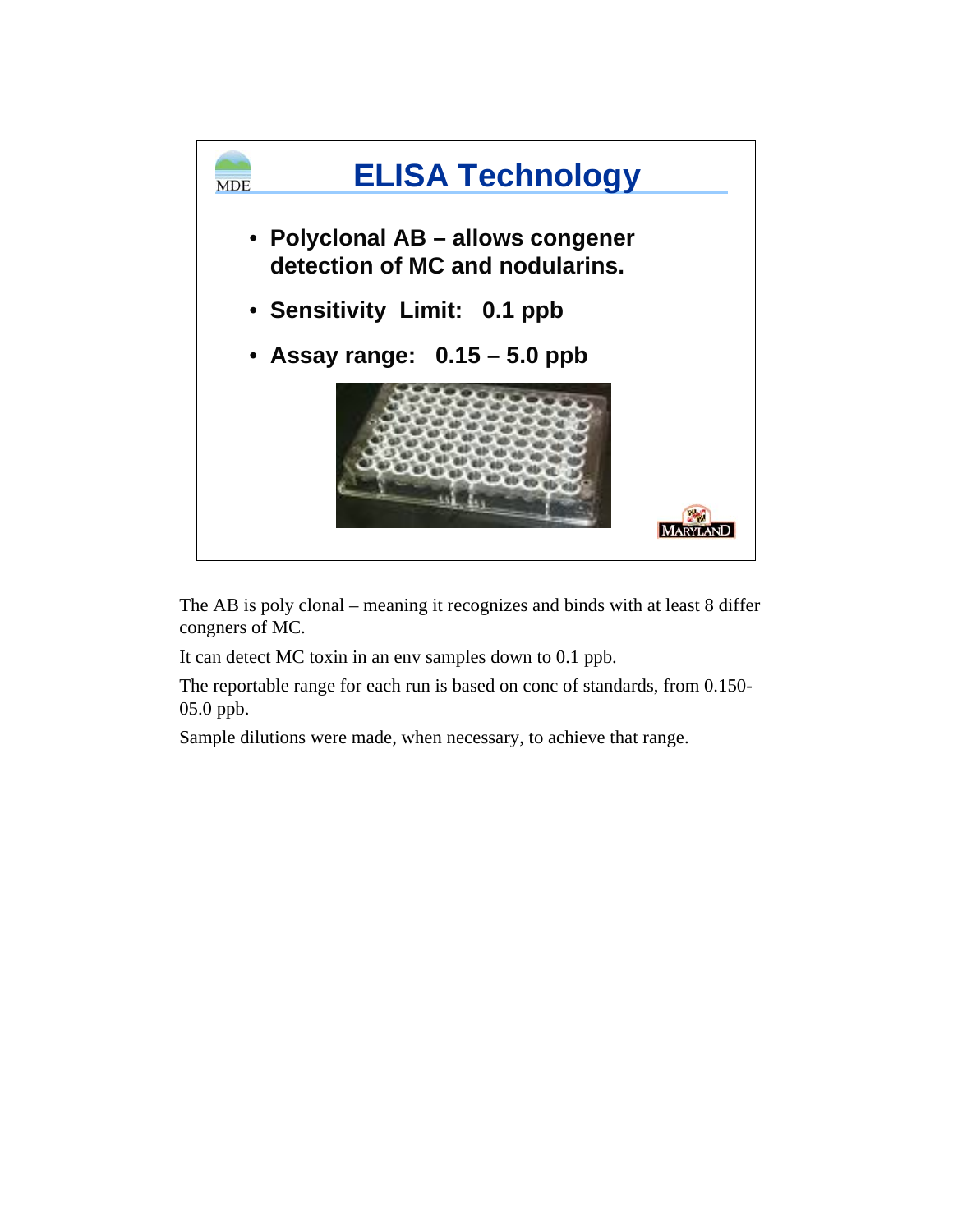## ELISA Technology

- **Polyclonal AB – allows congener detection of MC and nodularins.**
- **Sensitivity Limit: 0.1 ppb**
- **Assay range: 0.15 – 5.0 ppb**

The AB is poly clonal – meaning it recognizes and binds with at least 8 differ congners of MC.

It can detect MC toxin in an env samples down to 0.1 ppb.

The reportable range for each run is based on conc of standards, from 0.150-05.0 ppb.

Sample dilutions were made, when necessary, to achieve that range.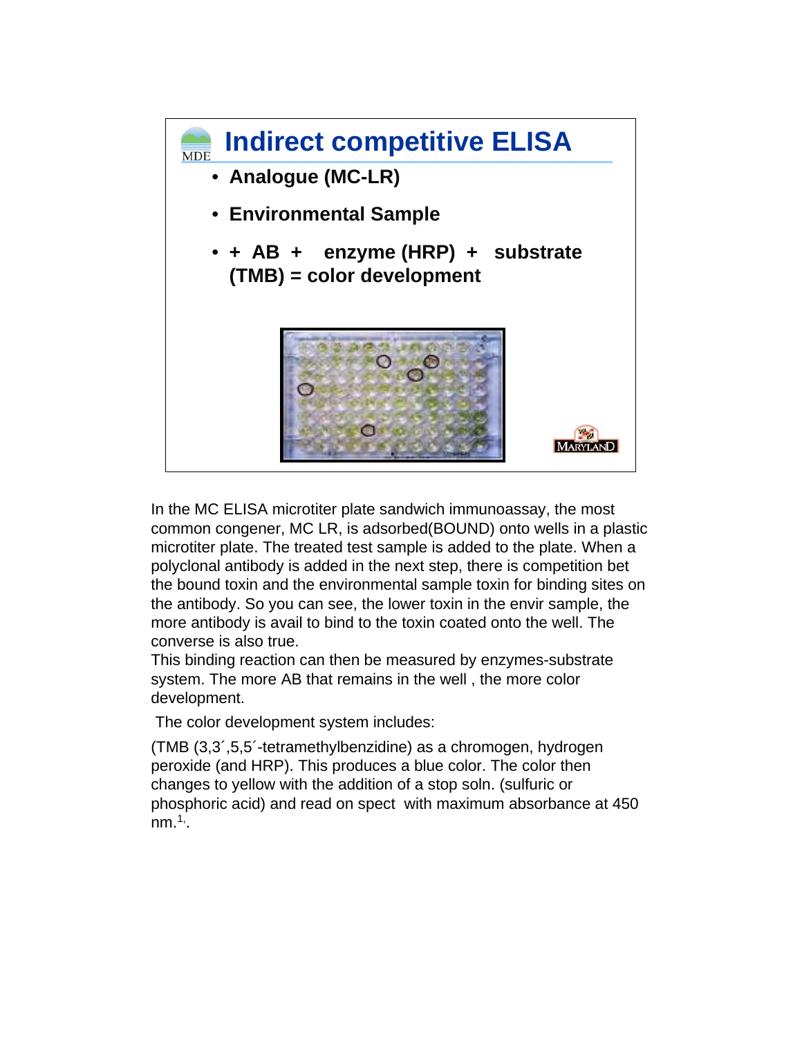## Indirect competitive ELISA

- **Analogue (MC-LR)**
- **Environmental Sample**
- **+ AB + enzyme (HRP) + substrate (TMB) = color development**

In the MC ELISA microtiter plate sandwich immunoassay, the most common congener, MC LR, is adsorbed(BOUND) onto wells in a plastic microtiter plate. The treated test sample is added to the plate. When a polyclonal antibody is added in the next step, there is competition bet the bound toxin and the environmental sample toxin for binding sites on the antibody. So you can see, the lower toxin in the envir sample, the more antibody is avail to bind to the toxin coated onto the well. The converse is also true.
This binding reaction can then be measured by enzymes-substrate system. The more AB that remains in the well , the more color development.

The color development system includes:

(TMB (3,3´,5,5´-tetramethylbenzidine) as a chromogen, hydrogen peroxide (and HRP). This produces a blue color. The color then changes to yellow with the addition of a stop soln. (sulfuric or phosphoric acid) and read on spect with maximum absorbance at 450 nm.[1].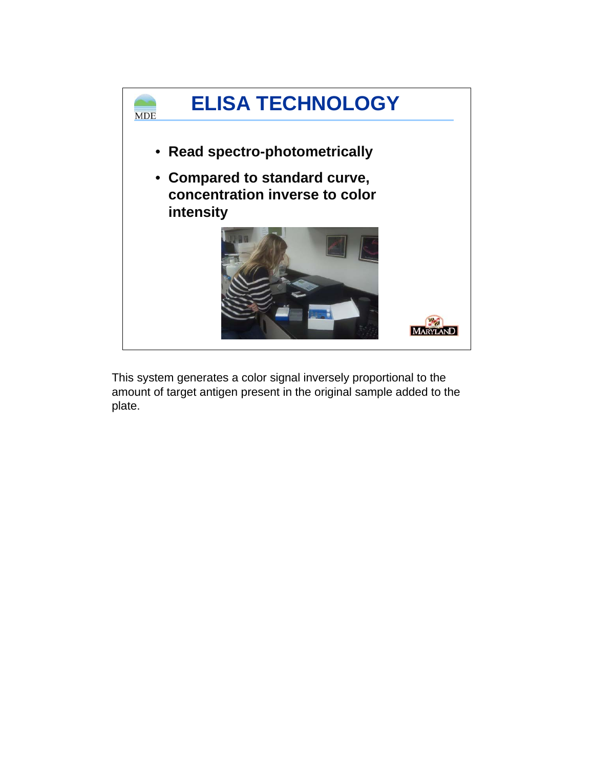# ELISA TECHNOLOGY

- **Read spectro-photometrically**
- **Compared to standard curve, concentration inverse to color intensity**

This system generates a color signal inversely proportional to the amount of target antigen present in the original sample added to the plate.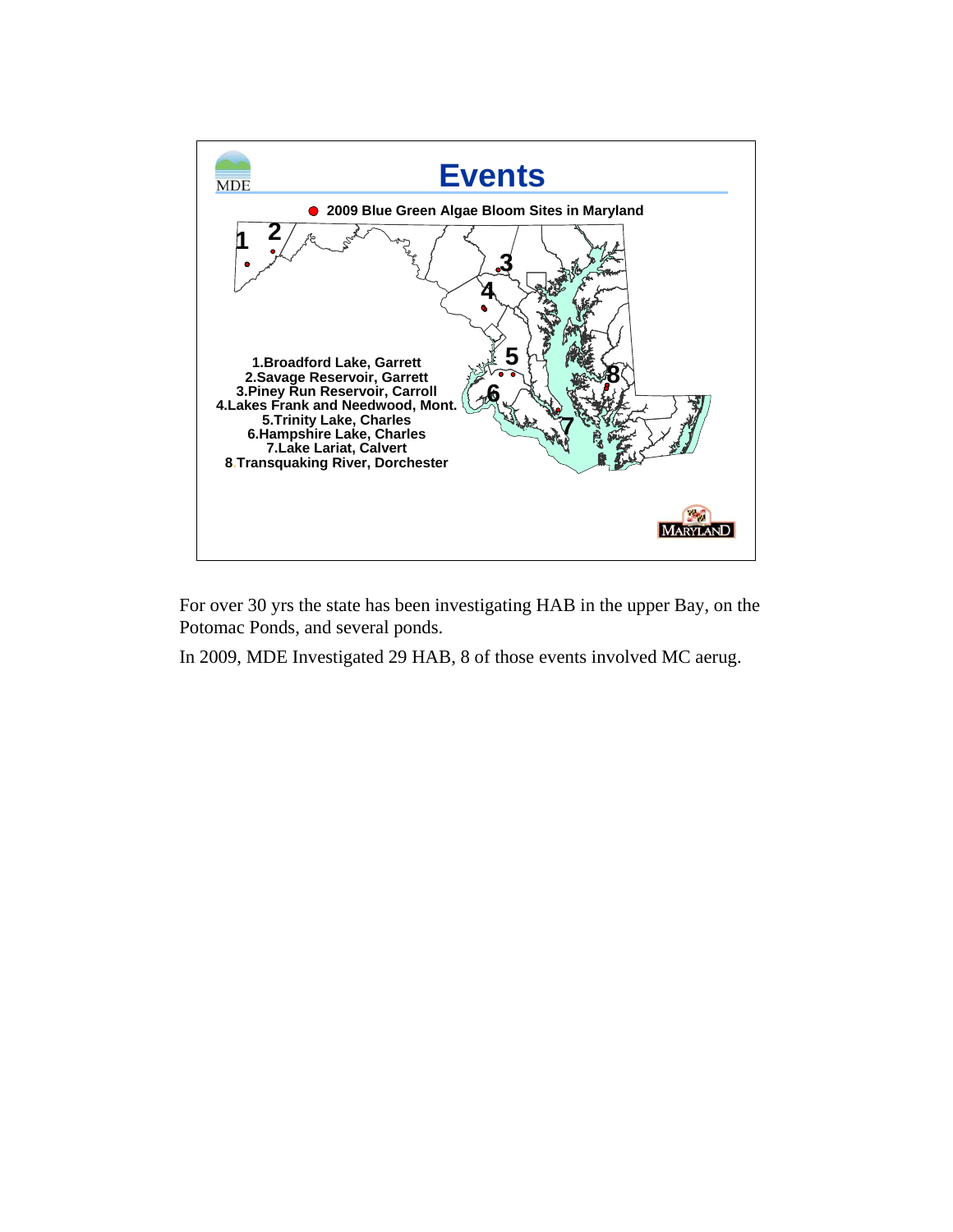## Events

2009 Blue Green Algae Bloom Sites in Maryland

1. Broadford Lake, Garrett
2. Savage Reservoir, Garrett
3. Piney Run Reservoir, Carroll
4. Lakes Frank and Needwood, Mont.
5. Trinity Lake, Charles
6. Hampshire Lake, Charles
7. Lake Lariat, Calvert
8. Transquaking River, Dorchester

For over 30 yrs the state has been investigating HAB in the upper Bay, on the Potomac Ponds, and several ponds.

In 2009, MDE Investigated 29 HAB, 8 of those events involved MC aerug.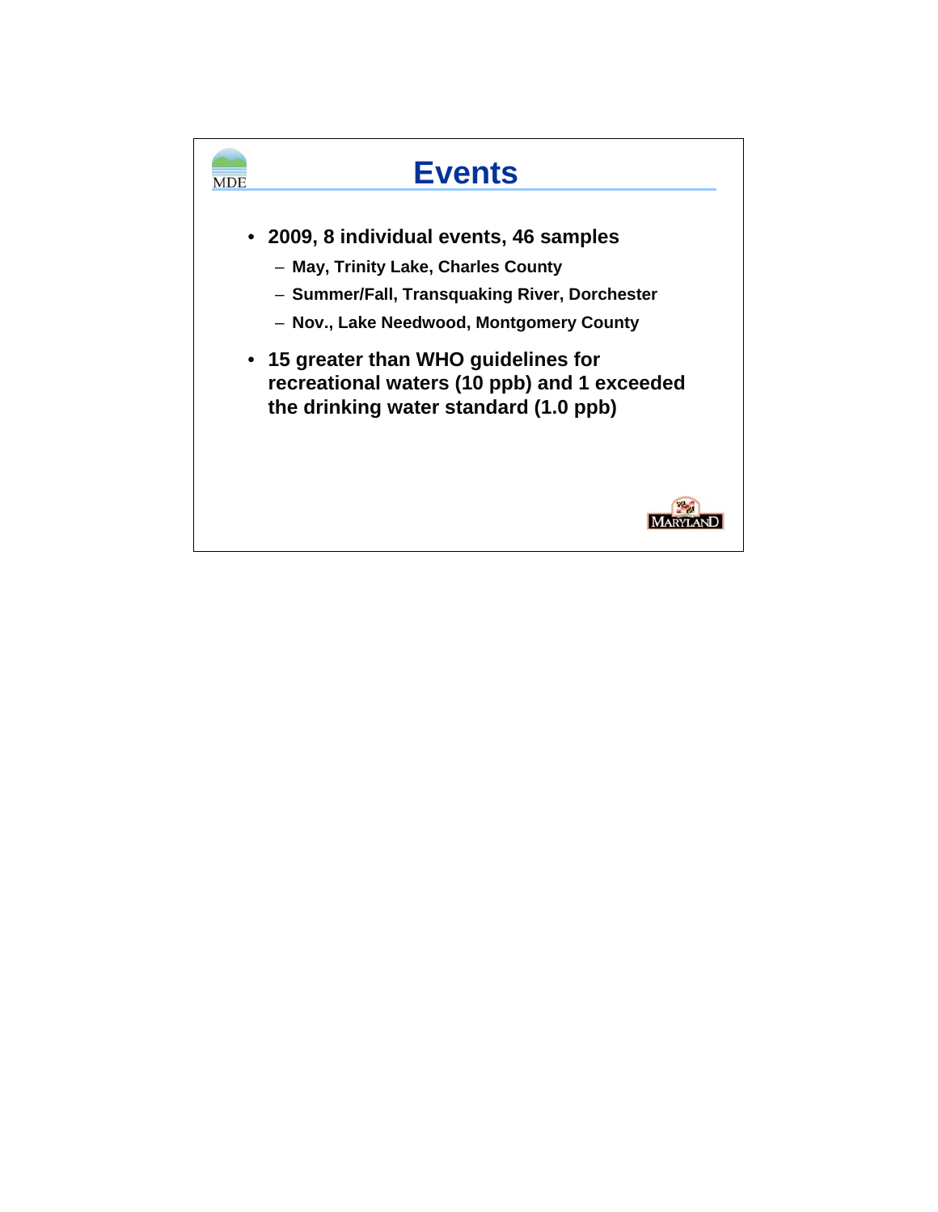# Events

- 2009, 8 individual events, 46 samples
  - May, Trinity Lake, Charles County
  - Summer/Fall, Transquaking River, Dorchester
  - Nov., Lake Needwood, Montgomery County
- 15 greater than WHO guidelines for recreational waters (10 ppb) and 1 exceeded the drinking water standard (1.0 ppb)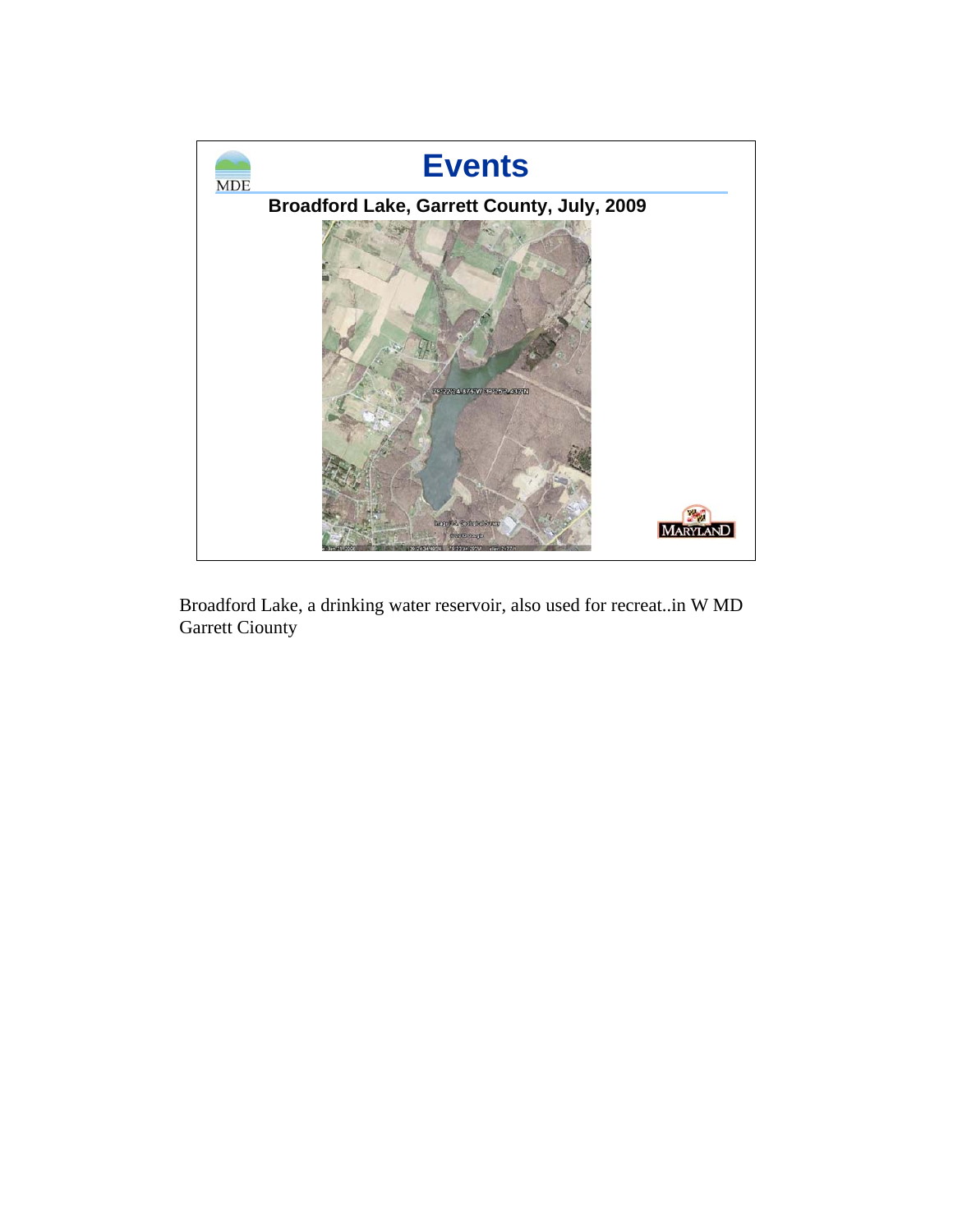# Events

**Broadford Lake, Garrett County, July, 2009**

Broadford Lake, a drinking water reservoir, also used for recreat..in W MD Garrett Ciounty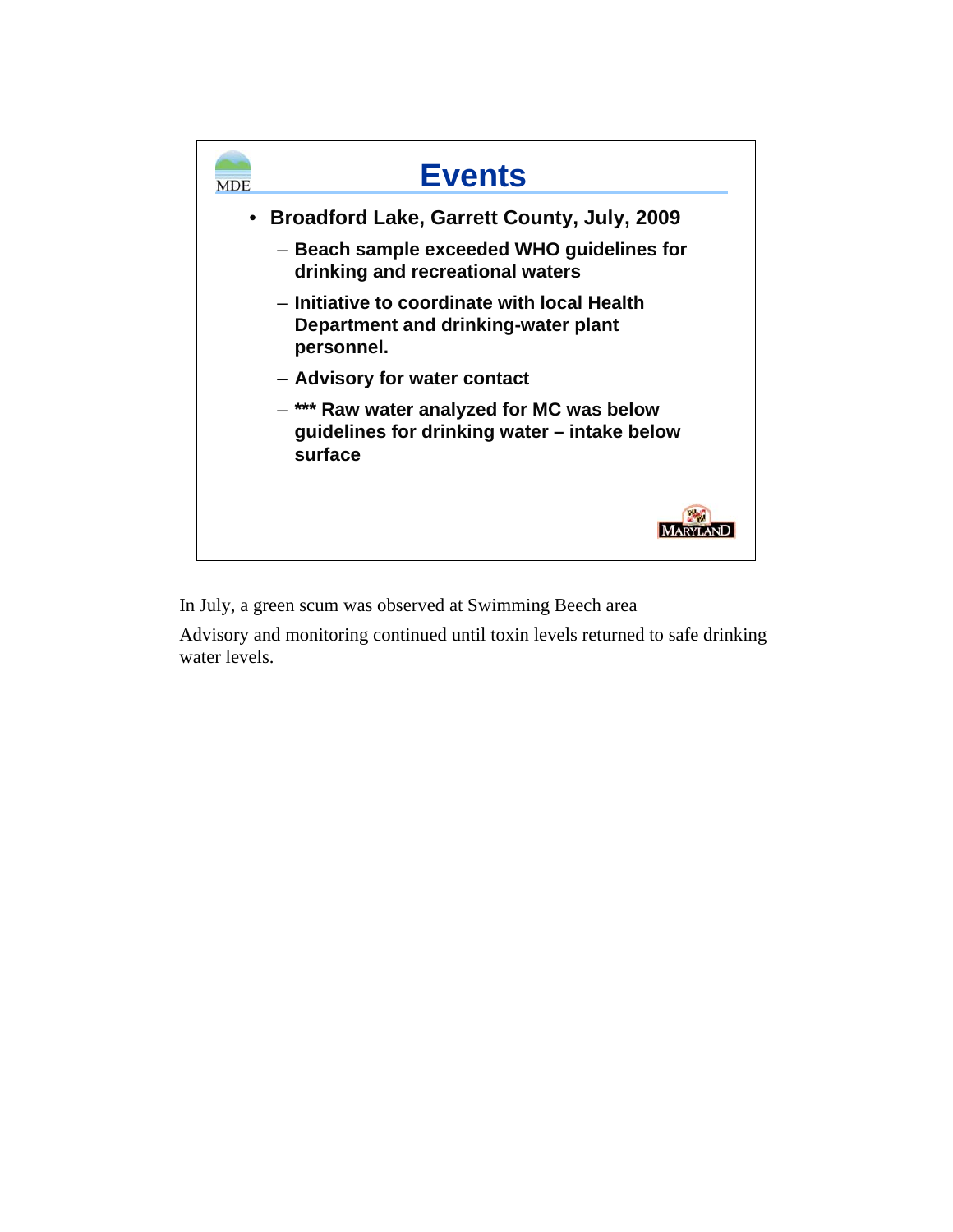## Events

- **Broadford Lake, Garrett County, July, 2009**
  - **Beach sample exceeded WHO guidelines for drinking and recreational waters**
  - **Initiative to coordinate with local Health Department and drinking-water plant personnel.**
  - **Advisory for water contact**
  - **\*\*\* Raw water analyzed for MC was below guidelines for drinking water – intake below surface**

In July, a green scum was observed at Swimming Beech area

Advisory and monitoring continued until toxin levels returned to safe drinking water levels.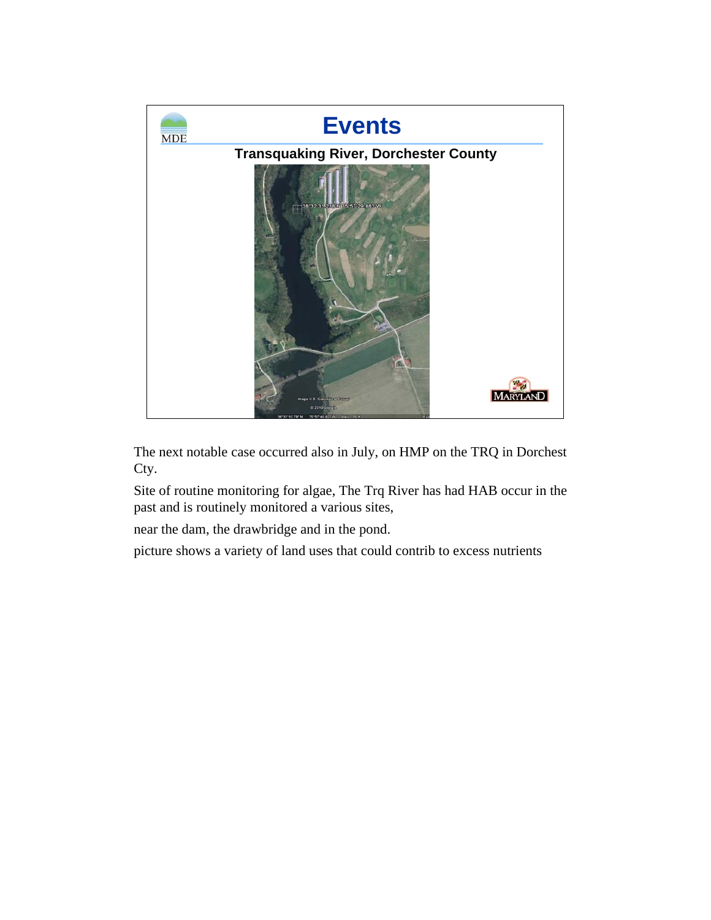# Events

### Transquaking River, Dorchester County

The next notable case occurred also in July, on HMP on the TRQ in Dorchest Cty.

Site of routine monitoring for algae, The Trq River has had HAB occur in the past and is routinely monitored a various sites,

near the dam, the drawbridge and in the pond.

picture shows a variety of land uses that could contrib to excess nutrients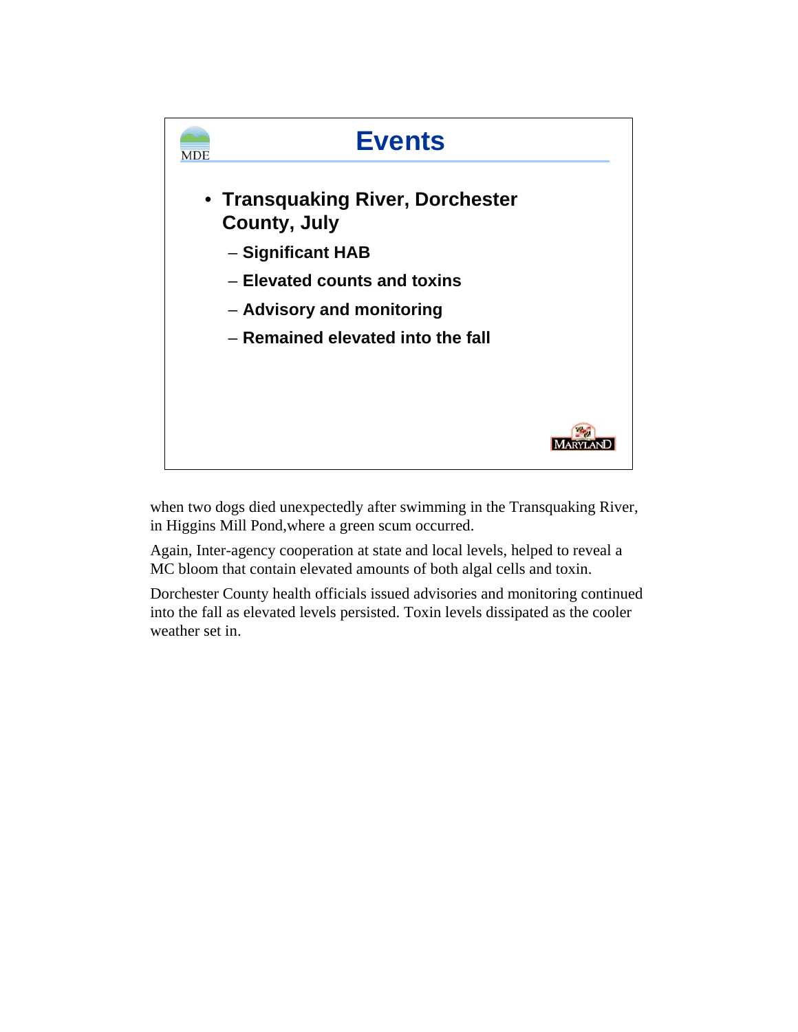## Events

- **Transquaking River, Dorchester County, July**
  - **Significant HAB**
  - **Elevated counts and toxins**
  - **Advisory and monitoring**
  - **Remained elevated into the fall**

when two dogs died unexpectedly after swimming in the Transquaking River, in Higgins Mill Pond,where a green scum occurred.

Again, Inter-agency cooperation at state and local levels, helped to reveal a MC bloom that contain elevated amounts of both algal cells and toxin.

Dorchester County health officials issued advisories and monitoring continued into the fall as elevated levels persisted. Toxin levels dissipated as the cooler weather set in.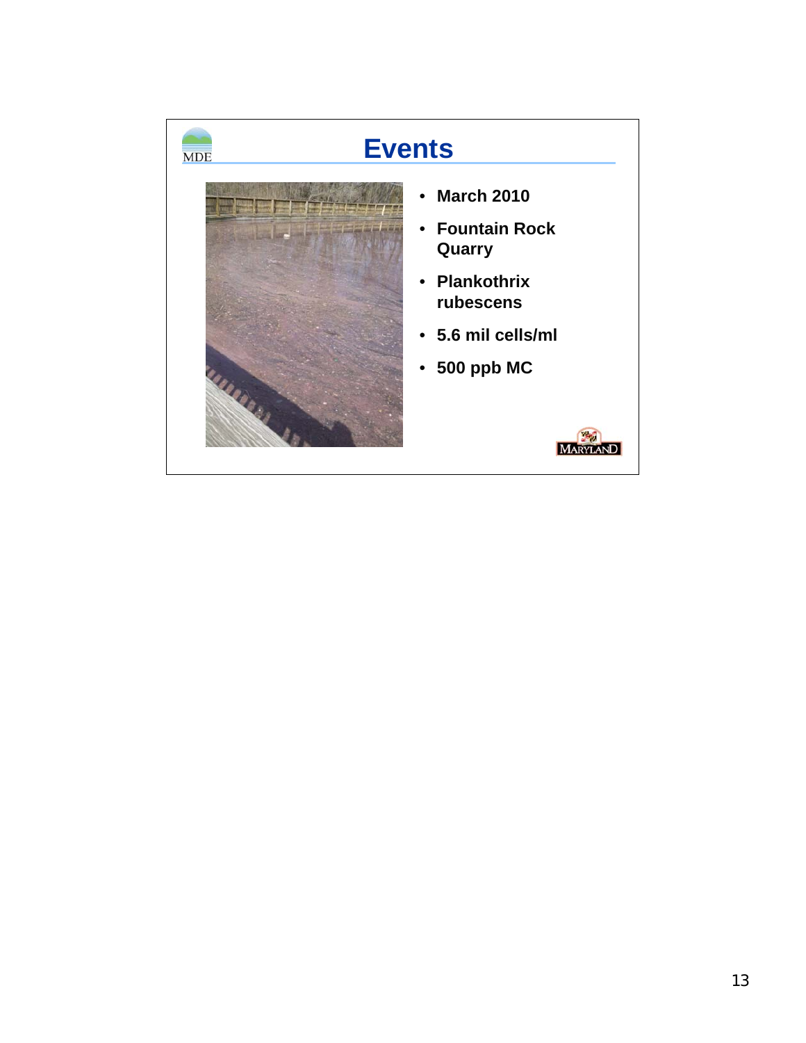# Events

- March 2010
- Fountain Rock Quarry
- Plankothrix rubescens
- 5.6 mil cells/ml
- 500 ppb MC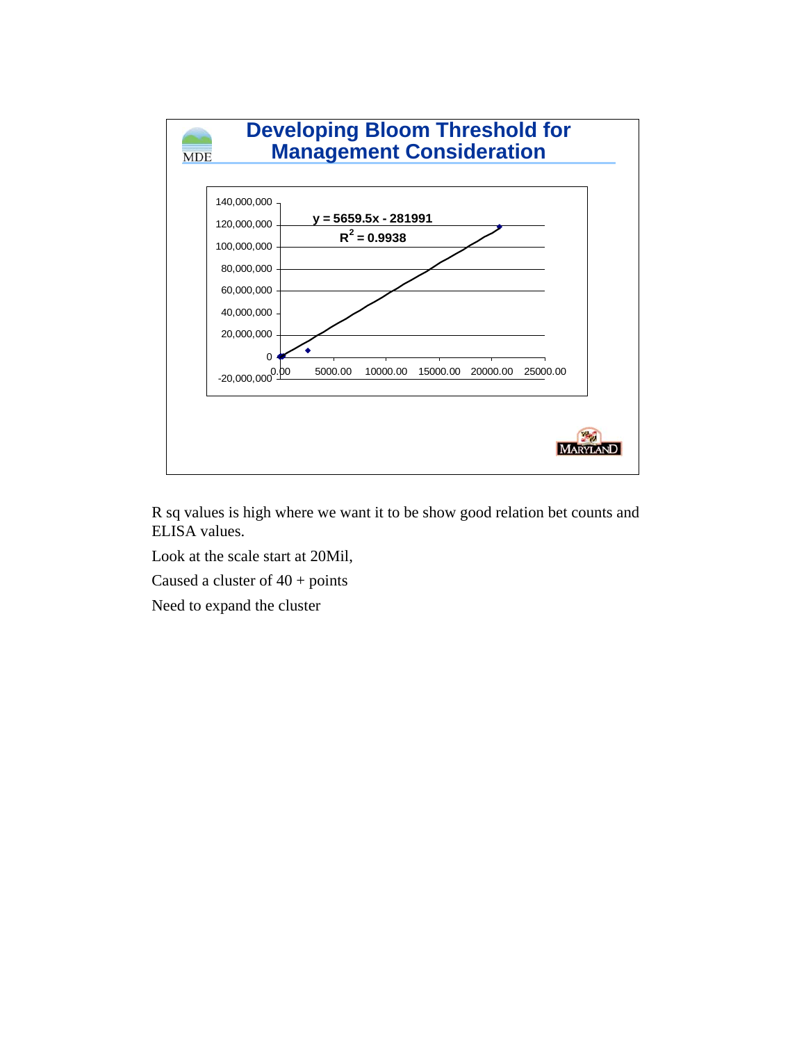## Developing Bloom Threshold for Management Consideration

$y = 5659.5x - 281991$

$R^2 = 0.9938$

R sq values is high where we want it to be show good relation bet counts and ELISA values.

Look at the scale start at 20Mil,

Caused a cluster of 40 + points

Need to expand the cluster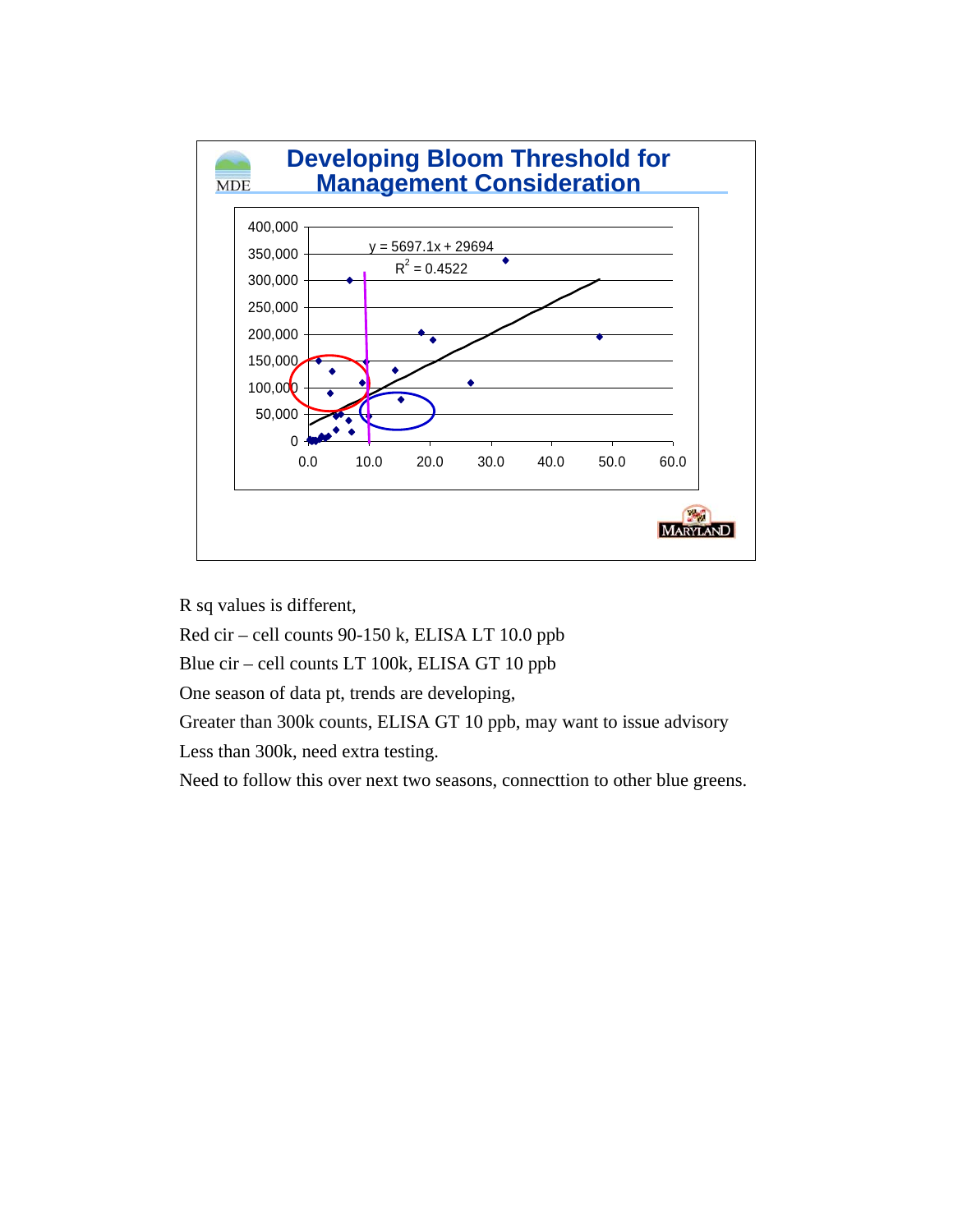# Developing Bloom Threshold for Management Consideration

$y = 5697.1x + 29694$

$R^2 = 0.4522$

R sq values is different,

Red cir – cell counts 90-150 k, ELISA LT 10.0 ppb

Blue cir – cell counts LT 100k, ELISA GT 10 ppb

One season of data pt, trends are developing,

Greater than 300k counts, ELISA GT 10 ppb, may want to issue advisory

Less than 300k, need extra testing.

Need to follow this over next two seasons, connecttion to other blue greens.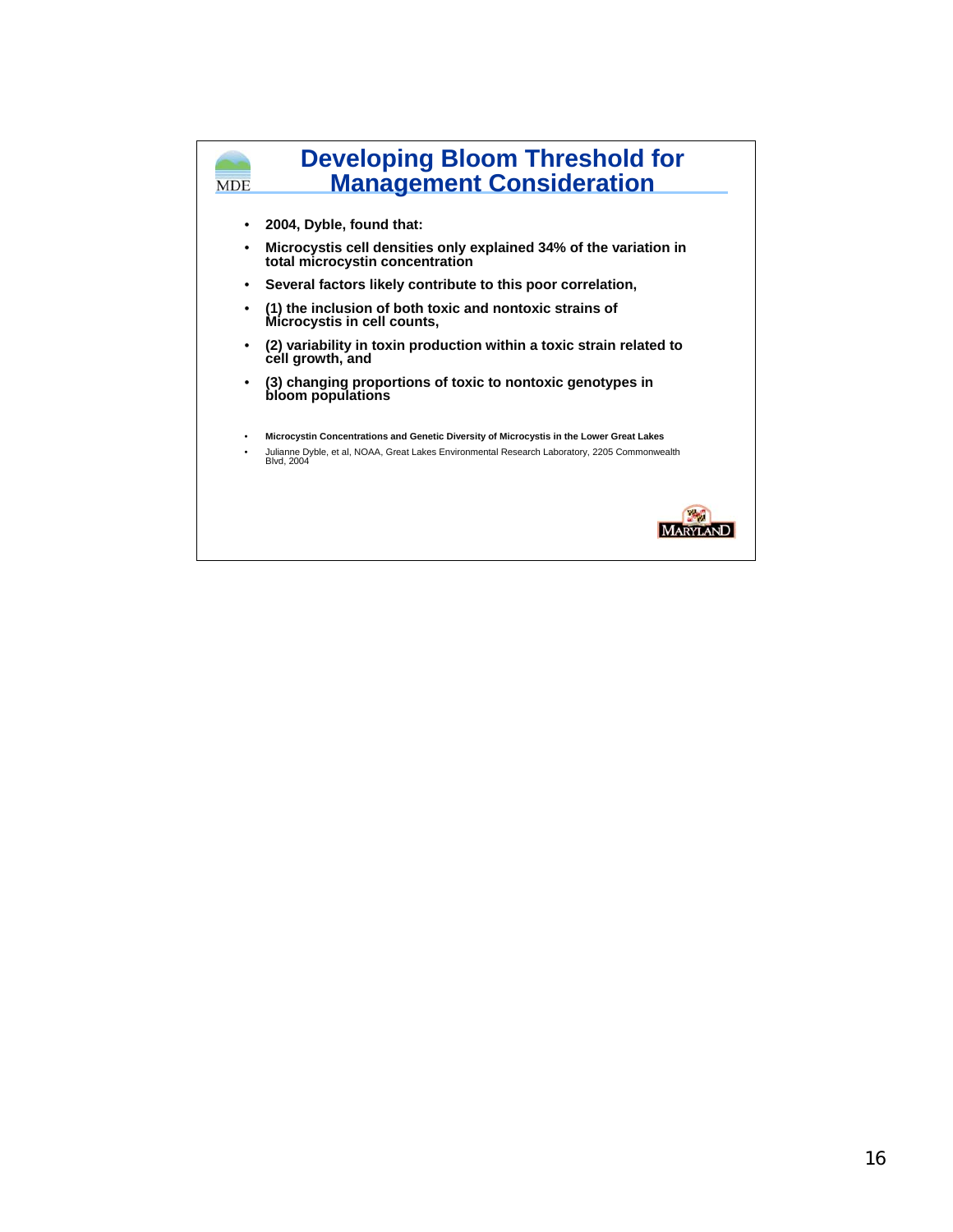# Developing Bloom Threshold for Management Consideration

- **2004, Dyble, found that:**
- **Microcystis cell densities only explained 34% of the variation in total microcystin concentration**
- **Several factors likely contribute to this poor correlation,**
- **(1) the inclusion of both toxic and nontoxic strains of Microcystis in cell counts,**
- **(2) variability in toxin production within a toxic strain related to cell growth, and**
- **(3) changing proportions of toxic to nontoxic genotypes in bloom populations**

- **Microcystin Concentrations and Genetic Diversity of Microcystis in the Lower Great Lakes**
- Julianne Dyble, et al, NOAA, Great Lakes Environmental Research Laboratory, 2205 Commonwealth Blvd, 2004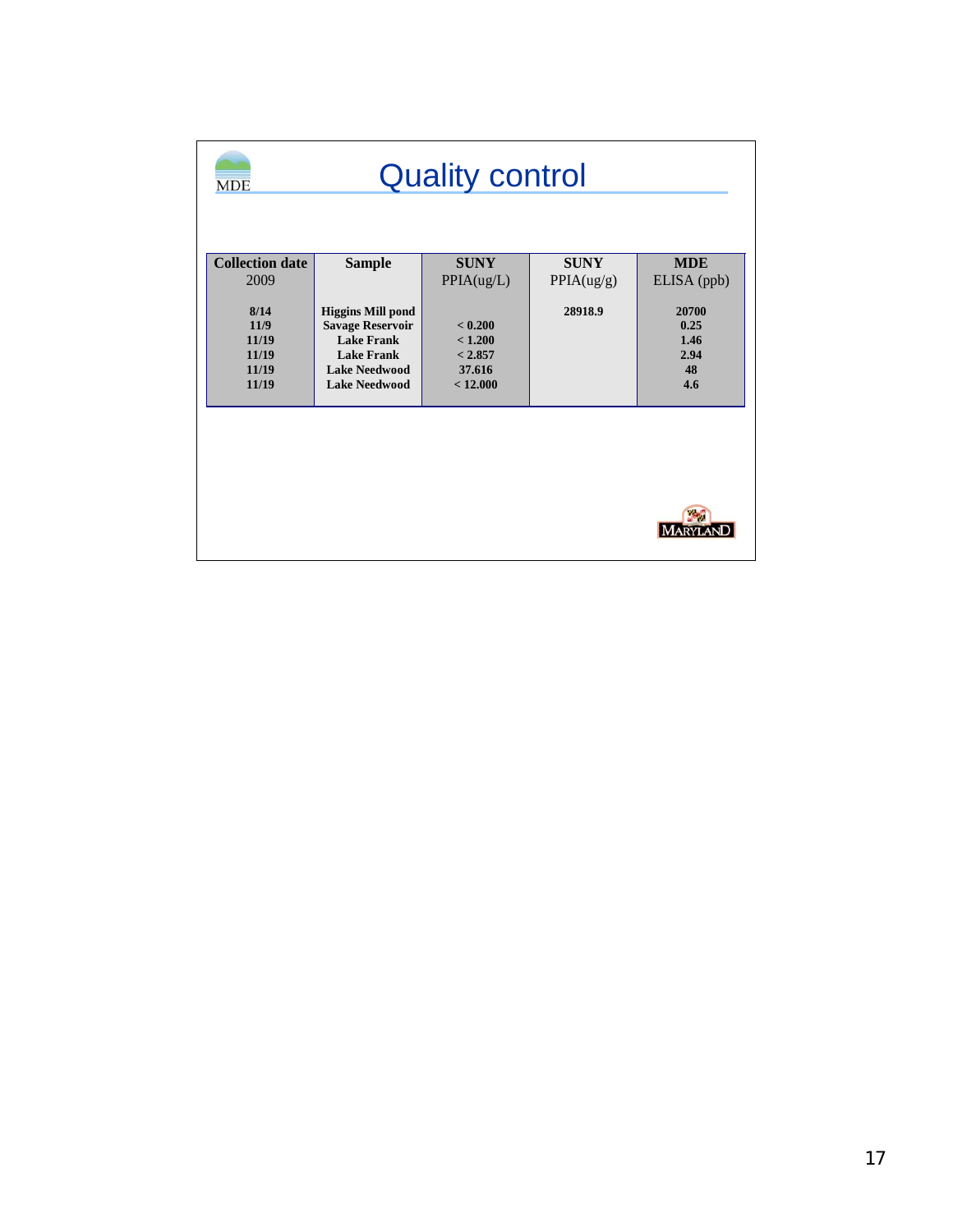# Quality control

| Collection date 2009 | Sample | SUNY PPIA(ug/L) | SUNY PPIA(ug/g) | MDE ELISA (ppb) |
|---|---|---|---|---|
| **8/14** | **Higgins Mill pond** | | **28918.9** | **20700** |
| **11/9** | **Savage Reservoir** | **< 0.200** | | **0.25** |
| **11/19** | **Lake Frank** | **< 1.200** | | **1.46** |
| **11/19** | **Lake Frank** | **< 2.857** | | **2.94** |
| **11/19** | **Lake Needwood** | **37.616** | | **48** |
| **11/19** | **Lake Needwood** | **< 12.000** | | **4.6** |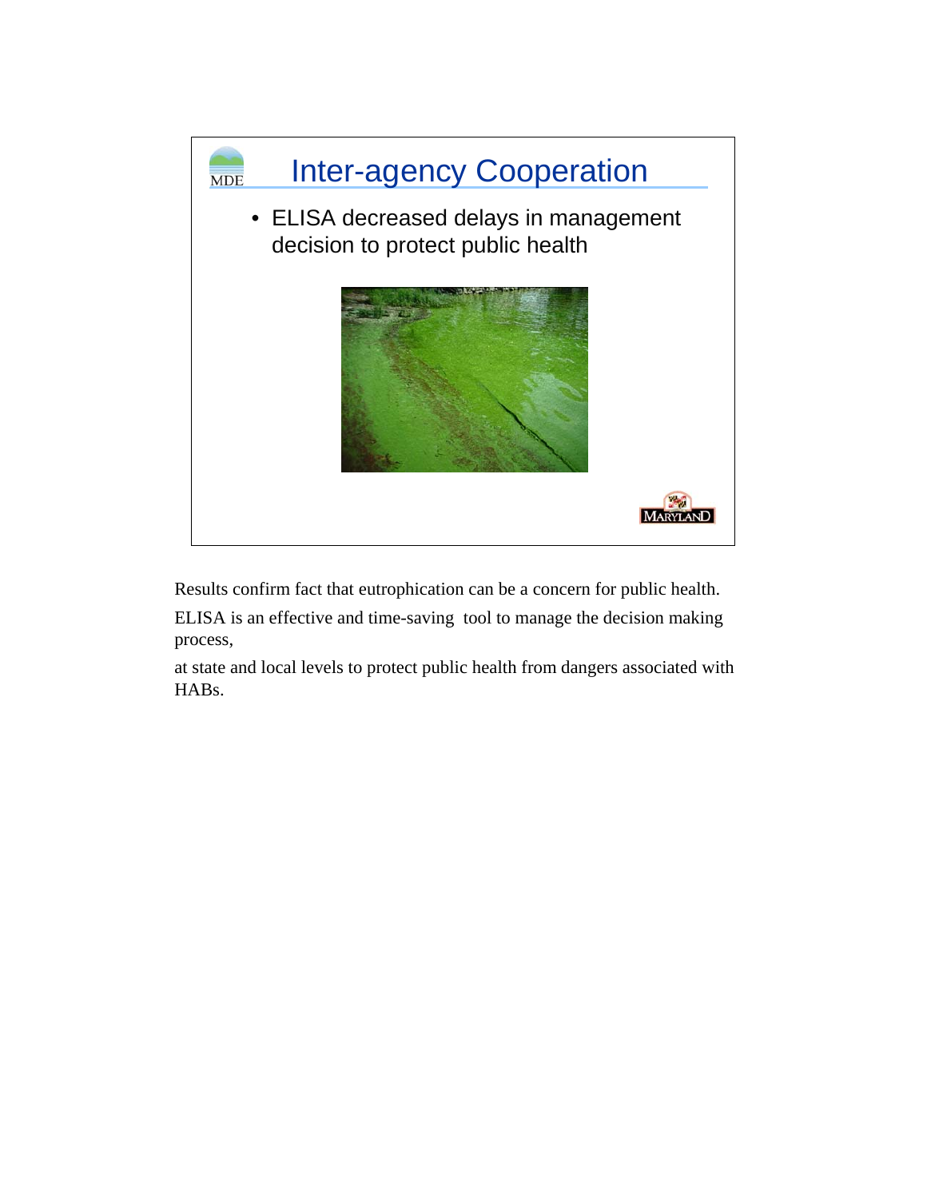## Inter-agency Cooperation

- ELISA decreased delays in management decision to protect public health

Results confirm fact that eutrophication can be a concern for public health.

ELISA is an effective and time-saving tool to manage the decision making process,

at state and local levels to protect public health from dangers associated with HABs.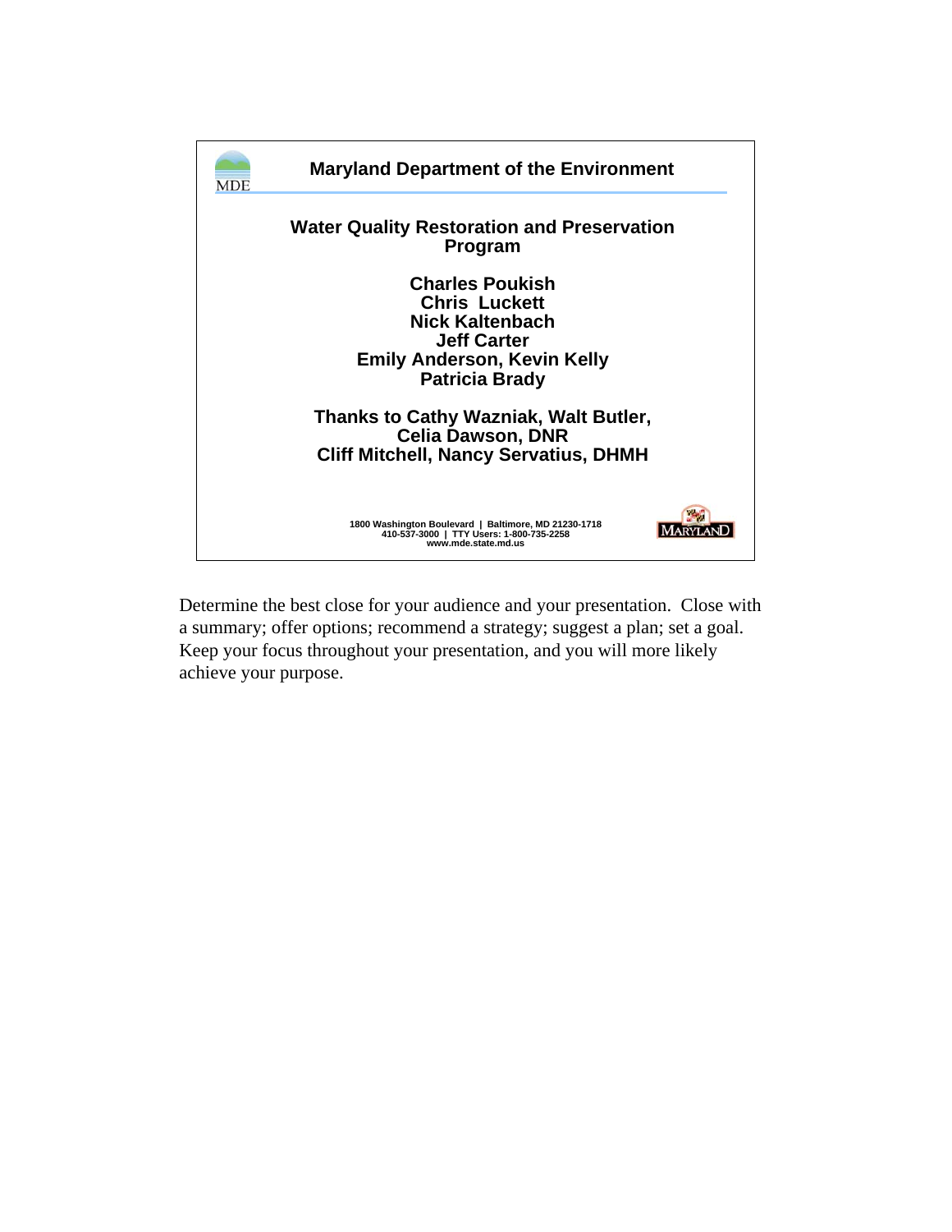**Maryland Department of the Environment**

**Water Quality Restoration and Preservation Program**

**Charles Poukish**
**Chris Luckett**
**Nick Kaltenbach**
**Jeff Carter**
**Emily Anderson, Kevin Kelly**
**Patricia Brady**

**Thanks to Cathy Wazniak, Walt Butler, Celia Dawson, DNR**
**Cliff Mitchell, Nancy Servatius, DHMH**

1800 Washington Boulevard | Baltimore, MD 21230-1718
410-537-3000 | TTY Users: 1-800-735-2258
www.mde.state.md.us

Determine the best close for your audience and your presentation. Close with a summary; offer options; recommend a strategy; suggest a plan; set a goal. Keep your focus throughout your presentation, and you will more likely achieve your purpose.